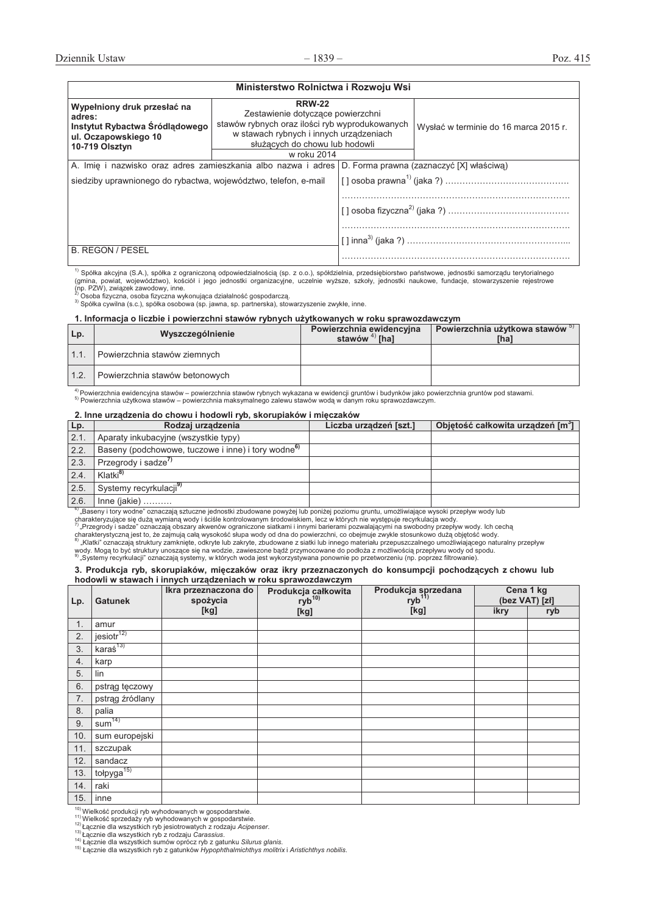**Ministerstwo Rolnictwa i Rozwoju Wsi**

| Wypełniony druk przesłać na adres: Instytut Rybactwa Śródlądowego ul. Oczapowskiego 10 10-719 Olsztyn | **RRW-22** Zestawienie dotyczące powierzchni stawów rybnych oraz ilości ryb wyprodukowanych w stawach rybnych i innych urządzeniach służących do chowu lub hodowli w roku 2014 | Wysłać w terminie do 16 marca 2015 r. |
|---|---|---|

| A. Imię i nazwisko oraz adres zamieszkania albo nazwa i adres siedziby uprawnionego do rybactwa, województwo, telefon, e-mail | D. Forma prawna (zaznaczyć [X] właściwą) |
|---|---|
| | [ ] osoba prawna[1] (jaka ?) ……………………………………… …………………………………………………………………… |
| | [ ] osoba fizyczna[2] (jaka ?) …………………………………… …………………………………………………………………… |
| B. REGON / PESEL | [ ] inna[3] (jaka ?) ………………………………………………... …………………………………………………………………… |

[1] Spółka akcyjna (S.A.), spółka z ograniczoną odpowiedzialnością (sp. z o.o.), spółdzielnia, przedsiębiorstwo państwowe, jednostki samorządu terytorialnego (gmina, powiat, województwo), kościół i jego jednostki organizacyjne, uczelnie wyższe, szkoły, jednostki naukowe, fundacje, stowarzyszenie rejestrowe (np. PZW), związek zawodowy, inne.
[2] Osoba fizyczna, osoba fizyczna wykonująca działalność gospodarczą.
[3] Spółka cywilna (s.c.), spółka osobowa (sp. jawna, sp. partnerska), stowarzyszenie zwykłe, inne.

**1. Informacja o liczbie i powierzchni stawów rybnych użytkowanych w roku sprawozdawczym**

| Lp. | Wyszczególnienie | Powierzchnia ewidencyjna stawów[4] [ha] | Powierzchnia użytkowa stawów[5] [ha] |
|---|---|---|---|
| 1.1. | Powierzchnia stawów ziemnych | | |
| 1.2. | Powierzchnia stawów betonowych | | |

[4] Powierzchnia ewidencyjna stawów – powierzchnia stawów rybnych wykazana w ewidencji gruntów i budynków jako powierzchnia gruntów pod stawami.
[5] Powierzchnia użytkowa stawów – powierzchnia maksymalnego zalewu stawów wodą w danym roku sprawozdawczym.

**2. Inne urządzenia do chowu i hodowli ryb, skorupiaków i mięczaków**

| Lp. | Rodzaj urządzenia | Liczba urządzeń [szt.] | Objętość całkowita urządzeń [m$^3$] |
|---|---|---|---|
| 2.1. | Aparaty inkubacyjne (wszystkie typy) | | |
| 2.2. | Baseny (podchowowe, tuczowe i inne) i tory wodne[6] | | |
| 2.3. | Przegrody i sadze[7] | | |
| 2.4. | Klatki[8] | | |
| 2.5. | Systemy recyrkulacji[9] | | |
| 2.6. | Inne (jakie) ………. | | |

[6] „Baseny i tory wodne" oznaczają sztuczne jednostki zbudowane powyżej lub poniżej poziomu gruntu, umożliwiające wysoki przepływ wody lub charakteryzujące się dużą wymianą wody i ściśle kontrolowanym środowiskiem, lecz w których nie występuje recyrkulacja wody.
[7] „Przegrody i sadze" oznaczają obszary akwenów ograniczone siatkami i innymi barierami pozwalającymi na swobodny przepływ wody. Ich cechą charakterystyczną jest to, że zajmują całą wysokość słupa wody od dna do powierzchni, co obejmuje zwykle stosunkowo dużą objętość wody.
[8] „Klatki" oznaczają struktury zamknięte, odkryte lub zakryte, zbudowane z siatki lub innego materiału przepuszczalnego umożliwiającego naturalny przepływ wody. Mogą to być struktury unoszące się na wodzie, zawieszone bądź przymocowane do podłoża z możliwością przepływu wody od spodu.
[9] „Systemy recyrkulacji" oznaczają systemy, w których woda jest wykorzystywana ponownie po przetworzeniu (np. poprzez filtrowanie).

**3. Produkcja ryb, skorupiaków, mięczaków oraz ikry przeznaczonych do konsumpcji pochodzących z chowu lub hodowli w stawach i innych urządzeniach w roku sprawozdawczym**

| Lp. | Gatunek | Ikra przeznaczona do spożycia [kg] | Produkcja całkowita ryb[10] [kg] | Produkcja sprzedana ryb[11] [kg] | Cena 1 kg (bez VAT) [zł] | |
|---|---|---|---|---|---|---|
| | | | | | ikry | ryb |
| 1. | amur | | | | | |
| 2. | jesiotr[12] | | | | | |
| 3. | karaś[13] | | | | | |
| 4. | karp | | | | | |
| 5. | lin | | | | | |
| 6. | pstrąg tęczowy | | | | | |
| 7. | pstrąg źródlany | | | | | |
| 8. | palia | | | | | |
| 9. | sum[14] | | | | | |
| 10. | sum europejski | | | | | |
| 11. | szczupak | | | | | |
| 12. | sandacz | | | | | |
| 13. | tołpyga[15] | | | | | |
| 14. | raki | | | | | |
| 15. | inne | | | | | |

[10] Wielkość produkcji ryb wyhodowanych w gospodarstwie.
[11] Wielkość sprzedaży ryb wyhodowanych w gospodarstwie.
[12] Łącznie dla wszystkich ryb jesiotrowatych z rodzaju *Acipenser*.
[13] Łącznie dla wszystkich ryb z rodzaju *Carassius*.
[14] Łącznie dla wszystkich sumów oprócz ryb z gatunku *Silurus glanis*.
[15] Łącznie dla wszystkich ryb z gatunków *Hypophthalmichthys molitrix* i *Aristichthys nobilis*.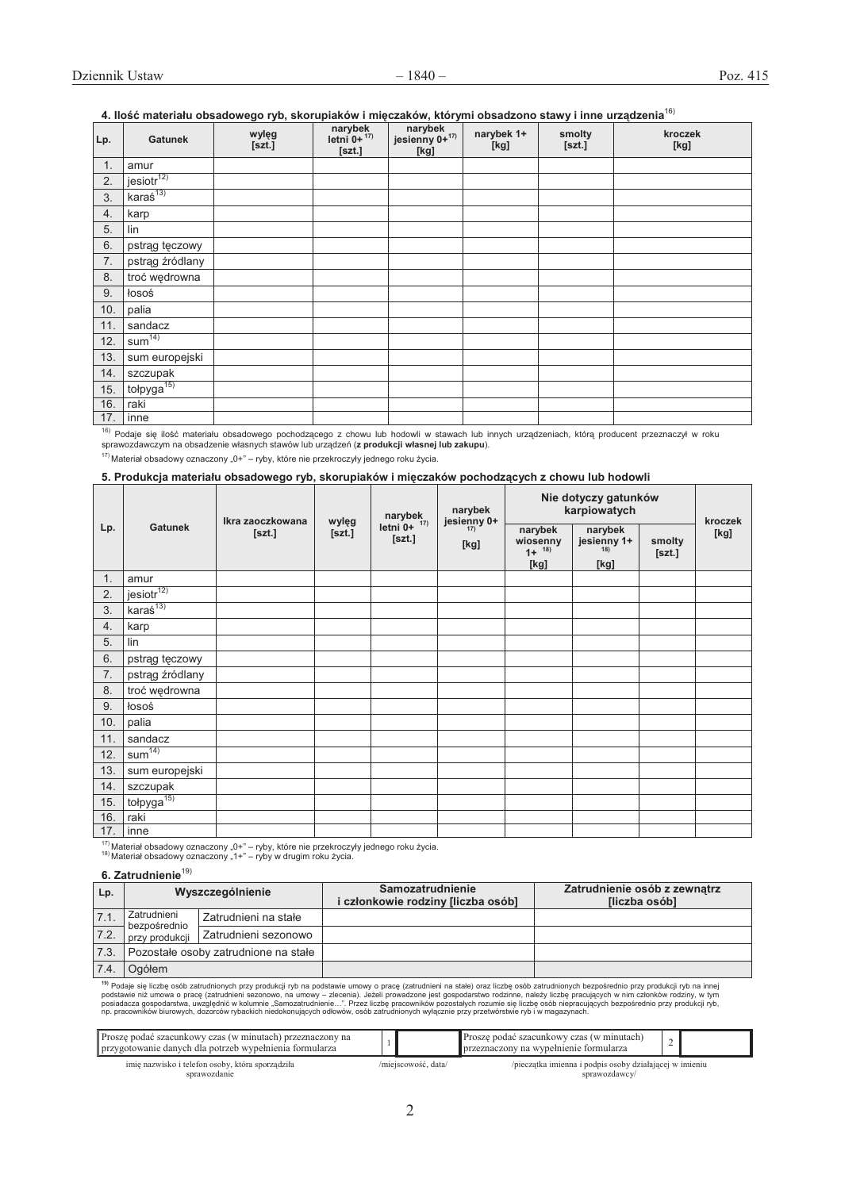#### 4. Ilość materiału obsadowego ryb, skorupiaków i mięczaków, którymi obsadzono stawy i inne urządzenia[16)]

| Lp. | Gatunek | wylęg [szt.] | narybek letni 0+[17)] [szt.] | narybek jesienny 0+[17)] [kg] | narybek 1+ [kg] | smolty [szt.] | kroczek [kg] |
|---|---|---|---|---|---|---|---|
| 1. | amur | | | | | | |
| 2. | jesiotr[12)] | | | | | | |
| 3. | karaś[13)] | | | | | | |
| 4. | karp | | | | | | |
| 5. | lin | | | | | | |
| 6. | pstrąg tęczowy | | | | | | |
| 7. | pstrąg źródlany | | | | | | |
| 8. | troć wędrowna | | | | | | |
| 9. | łosoś | | | | | | |
| 10. | palia | | | | | | |
| 11. | sandacz | | | | | | |
| 12. | sum[14)] | | | | | | |
| 13. | sum europejski | | | | | | |
| 14. | szczupak | | | | | | |
| 15. | tołpyga[15)] | | | | | | |
| 16. | raki | | | | | | |
| 17. | inne | | | | | | |

[16)] Podaje się ilość materiału obsadowego pochodzącego z chowu lub hodowli w stawach lub innych urządzeniach, którą producent przeznaczył w roku sprawozdawczym na obsadzenie własnych stawów lub urządzeń (**z produkcji własnej lub zakupu**).

[17)] Materiał obsadowy oznaczony „0+" – ryby, które nie przekroczyły jednego roku życia.

#### 5. Produkcja materiału obsadowego ryb, skorupiaków i mięczaków pochodzących z chowu lub hodowli

| Lp. | Gatunek | Ikra zaoczkowana [szt.] | wylęg [szt.] | narybek letni 0+[17)] [szt.] | narybek jesienny 0+[17)] [kg] | Nie dotyczy gatunków karpiowatych | | | kroczek [kg] |
|---|---|---|---|---|---|---|---|---|---|
| | | | | | | narybek wiosenny 1+[18)] [kg] | narybek jesienny 1+[18)] [kg] | smolty [szt.] | |
| 1. | amur | | | | | | | | |
| 2. | jesiotr[12)] | | | | | | | | |
| 3. | karaś[13)] | | | | | | | | |
| 4. | karp | | | | | | | | |
| 5. | lin | | | | | | | | |
| 6. | pstrąg tęczowy | | | | | | | | |
| 7. | pstrąg źródlany | | | | | | | | |
| 8. | troć wędrowna | | | | | | | | |
| 9. | łosoś | | | | | | | | |
| 10. | palia | | | | | | | | |
| 11. | sandacz | | | | | | | | |
| 12. | sum[14)] | | | | | | | | |
| 13. | sum europejski | | | | | | | | |
| 14. | szczupak | | | | | | | | |
| 15. | tołpyga[15)] | | | | | | | | |
| 16. | raki | | | | | | | | |
| 17. | inne | | | | | | | | |

[17)] Materiał obsadowy oznaczony „0+" – ryby, które nie przekroczyły jednego roku życia.
[18)] Materiał obsadowy oznaczony „1+" – ryby w drugim roku życia.

#### 6. Zatrudnienie[19)]

| Lp. | Wyszczególnienie | | Samozatrudnienie i członkowie rodziny [liczba osób] | Zatrudnienie osób z zewnątrz [liczba osób] |
|---|---|---|---|---|
| 7.1. | Zatrudnieni bezpośrednio przy produkcji | Zatrudnieni na stałe | | |
| 7.2. | | Zatrudnieni sezonowo | | |
| 7.3. | Pozostałe osoby zatrudnione na stałe | | | |
| 7.4. | Ogółem | | | |

[19)] Podaje się liczbę osób zatrudnionych przy produkcji ryb na podstawie umowy o pracę (zatrudnieni na stałe) oraz liczbę osób zatrudnionych bezpośrednio przy produkcji ryb na innej podstawie niż umowa o pracę (zatrudnieni sezonowo, na umowy – zlecenia). Jeżeli prowadzone jest gospodarstwo rodzinne, należy liczbę pracujących w nim członków rodziny, w tym posiadacza gospodarstwa, uwzględnić w kolumnie „Samozatrudnienie...". Przez liczbę pracowników pozostałych rozumie się liczbę osób niepracujących bezpośrednio przy produkcji ryb, np. pracowników biurowych, dozorców rybackich niedokonujących odłowów, osób zatrudnionych wyłącznie przy przetwórstwie ryb i w magazynach.

| | | | | | |
|---|---|---|---|---|---|
| Proszę podać szacunkowy czas (w minutach) przeznaczony na przygotowanie danych dla potrzeb wypełnienia formularza | 1 | | Proszę podać szacunkowy czas (w minutach) przeznaczony na wypełnienie formularza | 2 | |

imię nazwisko i telefon osoby, która sporządziła sprawozdanie

/miejscowość, data/

/pieczątka imienna i podpis osoby działającej w imieniu sprawozdawcy/